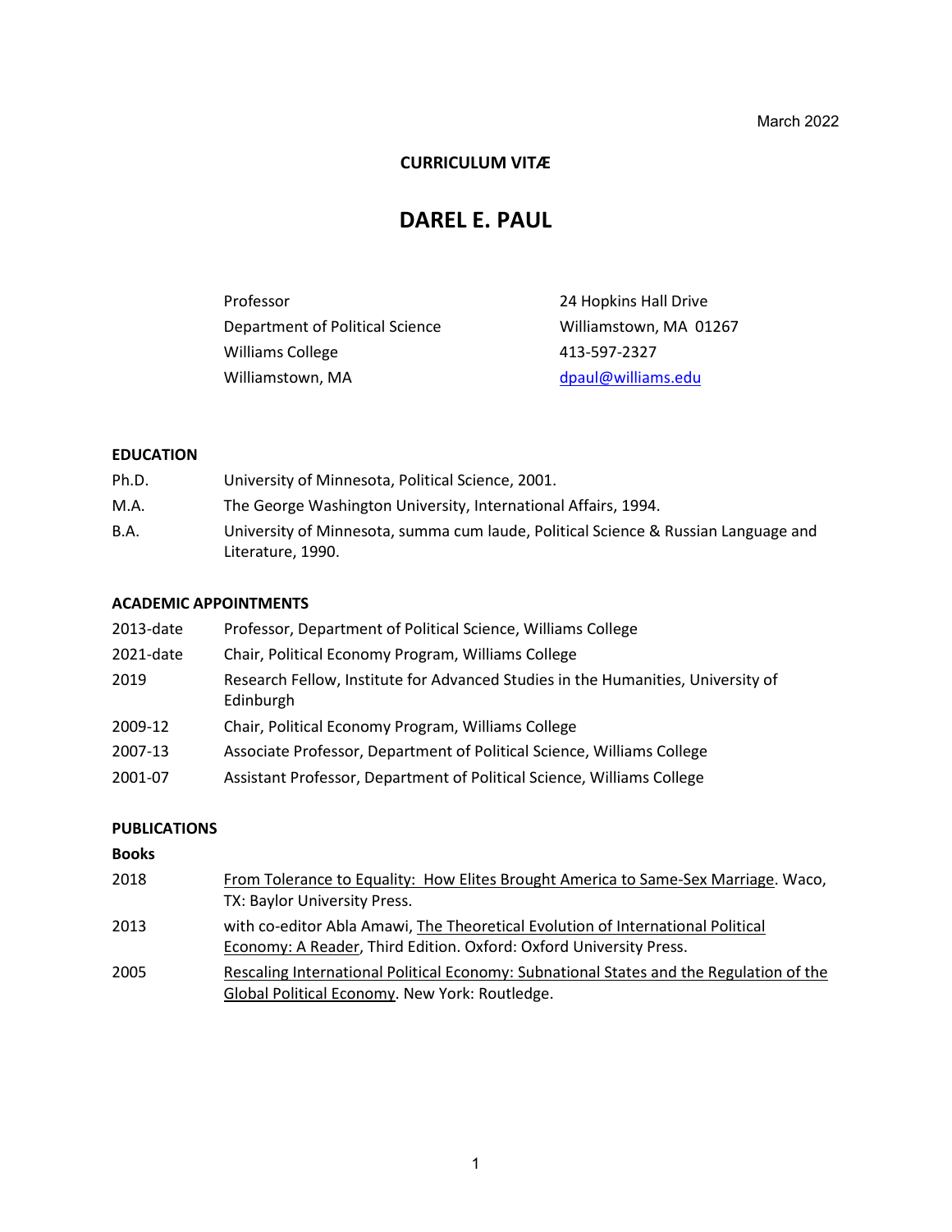March 2022

**CURRICULUM VITÆ**

# DAREL E. PAUL

Professor
Department of Political Science
Williams College
Williamstown, MA

24 Hopkins Hall Drive
Williamstown, MA 01267
413-597-2327
dpaul@williams.edu

## EDUCATION

| | |
|---|---|
| Ph.D. | University of Minnesota, Political Science, 2001. |
| M.A. | The George Washington University, International Affairs, 1994. |
| B.A. | University of Minnesota, summa cum laude, Political Science & Russian Language and Literature, 1990. |

## ACADEMIC APPOINTMENTS

| | |
|---|---|
| 2013-date | Professor, Department of Political Science, Williams College |
| 2021-date | Chair, Political Economy Program, Williams College |
| 2019 | Research Fellow, Institute for Advanced Studies in the Humanities, University of Edinburgh |
| 2009-12 | Chair, Political Economy Program, Williams College |
| 2007-13 | Associate Professor, Department of Political Science, Williams College |
| 2001-07 | Assistant Professor, Department of Political Science, Williams College |

## PUBLICATIONS

### Books

| | |
|---|---|
| 2018 | From Tolerance to Equality: How Elites Brought America to Same-Sex Marriage. Waco, TX: Baylor University Press. |
| 2013 | with co-editor Abla Amawi, The Theoretical Evolution of International Political Economy: A Reader, Third Edition. Oxford: Oxford University Press. |
| 2005 | Rescaling International Political Economy: Subnational States and the Regulation of the Global Political Economy. New York: Routledge. |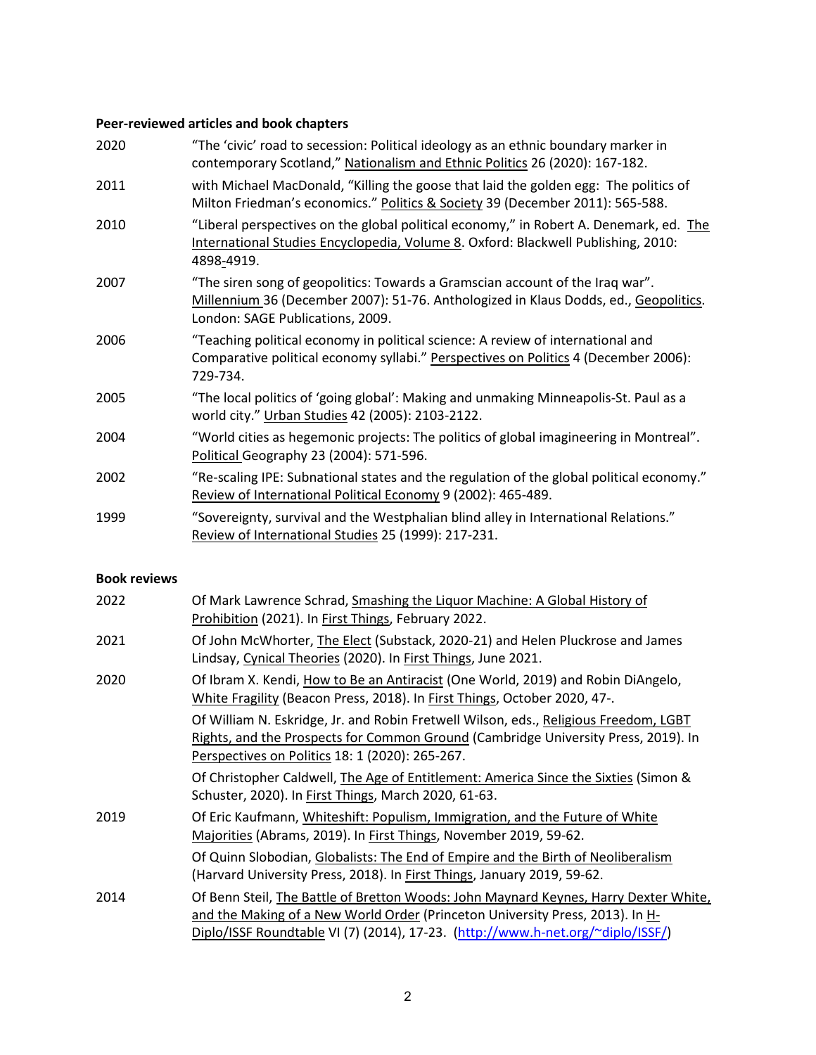**Peer-reviewed articles and book chapters**

| | |
|---|---|
| 2020 | "The 'civic' road to secession: Political ideology as an ethnic boundary marker in contemporary Scotland," Nationalism and Ethnic Politics 26 (2020): 167-182. |
| 2011 | with Michael MacDonald, "Killing the goose that laid the golden egg: The politics of Milton Friedman's economics." Politics & Society 39 (December 2011): 565-588. |
| 2010 | "Liberal perspectives on the global political economy," in Robert A. Denemark, ed. The International Studies Encyclopedia, Volume 8. Oxford: Blackwell Publishing, 2010: 4898-4919. |
| 2007 | "The siren song of geopolitics: Towards a Gramscian account of the Iraq war". Millennium 36 (December 2007): 51-76. Anthologized in Klaus Dodds, ed., Geopolitics. London: SAGE Publications, 2009. |
| 2006 | "Teaching political economy in political science: A review of international and Comparative political economy syllabi." Perspectives on Politics 4 (December 2006): 729-734. |
| 2005 | "The local politics of 'going global': Making and unmaking Minneapolis-St. Paul as a world city." Urban Studies 42 (2005): 2103-2122. |
| 2004 | "World cities as hegemonic projects: The politics of global imagineering in Montreal". Political Geography 23 (2004): 571-596. |
| 2002 | "Re-scaling IPE: Subnational states and the regulation of the global political economy." Review of International Political Economy 9 (2002): 465-489. |
| 1999 | "Sovereignty, survival and the Westphalian blind alley in International Relations." Review of International Studies 25 (1999): 217-231. |

**Book reviews**

| | |
|---|---|
| 2022 | Of Mark Lawrence Schrad, Smashing the Liquor Machine: A Global History of Prohibition (2021). In First Things, February 2022. |
| 2021 | Of John McWhorter, The Elect (Substack, 2020-21) and Helen Pluckrose and James Lindsay, Cynical Theories (2020). In First Things, June 2021. |
| 2020 | Of Ibram X. Kendi, How to Be an Antiracist (One World, 2019) and Robin DiAngelo, White Fragility (Beacon Press, 2018). In First Things, October 2020, 47-. |
| | Of William N. Eskridge, Jr. and Robin Fretwell Wilson, eds., Religious Freedom, LGBT Rights, and the Prospects for Common Ground (Cambridge University Press, 2019). In Perspectives on Politics 18: 1 (2020): 265-267. |
| | Of Christopher Caldwell, The Age of Entitlement: America Since the Sixties (Simon & Schuster, 2020). In First Things, March 2020, 61-63. |
| 2019 | Of Eric Kaufmann, Whiteshift: Populism, Immigration, and the Future of White Majorities (Abrams, 2019). In First Things, November 2019, 59-62. |
| | Of Quinn Slobodian, Globalists: The End of Empire and the Birth of Neoliberalism (Harvard University Press, 2018). In First Things, January 2019, 59-62. |
| 2014 | Of Benn Steil, The Battle of Bretton Woods: John Maynard Keynes, Harry Dexter White, and the Making of a New World Order (Princeton University Press, 2013). In H-Diplo/ISSF Roundtable VI (7) (2014), 17-23. (http://www.h-net.org/~diplo/ISSF/) |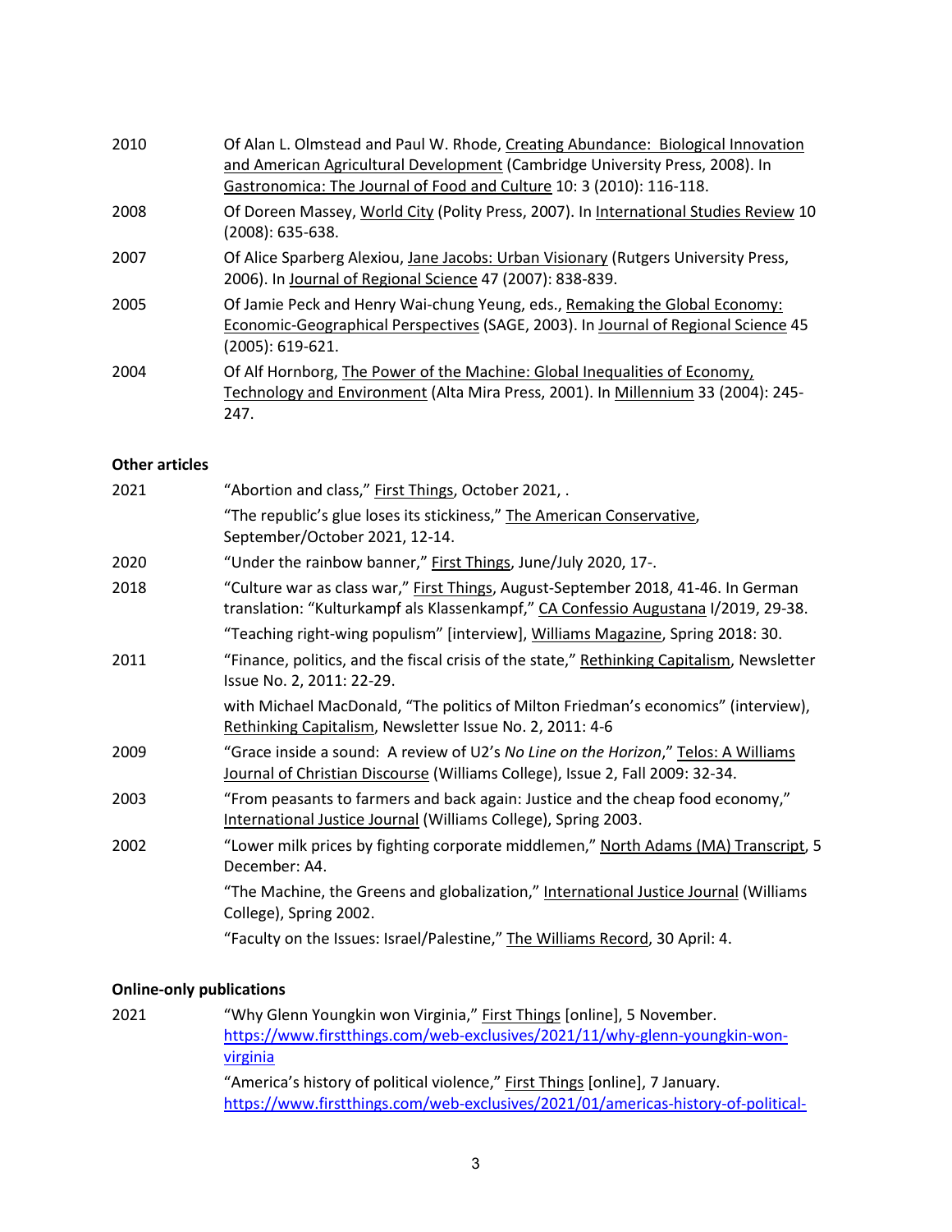| | |
|---|---|
| 2010 | Of Alan L. Olmstead and Paul W. Rhode, Creating Abundance: Biological Innovation and American Agricultural Development (Cambridge University Press, 2008). In Gastronomica: The Journal of Food and Culture 10: 3 (2010): 116-118. |
| 2008 | Of Doreen Massey, World City (Polity Press, 2007). In International Studies Review 10 (2008): 635-638. |
| 2007 | Of Alice Sparberg Alexiou, Jane Jacobs: Urban Visionary (Rutgers University Press, 2006). In Journal of Regional Science 47 (2007): 838-839. |
| 2005 | Of Jamie Peck and Henry Wai-chung Yeung, eds., Remaking the Global Economy: Economic-Geographical Perspectives (SAGE, 2003). In Journal of Regional Science 45 (2005): 619-621. |
| 2004 | Of Alf Hornborg, The Power of the Machine: Global Inequalities of Economy, Technology and Environment (Alta Mira Press, 2001). In Millennium 33 (2004): 245-247. |

**Other articles**

| | |
|---|---|
| 2021 | "Abortion and class," First Things, October 2021, . |
| | "The republic's glue loses its stickiness," The American Conservative, September/October 2021, 12-14. |
| 2020 | "Under the rainbow banner," First Things, June/July 2020, 17-. |
| 2018 | "Culture war as class war," First Things, August-September 2018, 41-46. In German translation: "Kulturkampf als Klassenkampf," CA Confessio Augustana I/2019, 29-38. |
| | "Teaching right-wing populism" [interview], Williams Magazine, Spring 2018: 30. |
| 2011 | "Finance, politics, and the fiscal crisis of the state," Rethinking Capitalism, Newsletter Issue No. 2, 2011: 22-29. |
| | with Michael MacDonald, "The politics of Milton Friedman's economics" (interview), Rethinking Capitalism, Newsletter Issue No. 2, 2011: 4-6 |
| 2009 | "Grace inside a sound: A review of U2's *No Line on the Horizon*," Telos: A Williams Journal of Christian Discourse (Williams College), Issue 2, Fall 2009: 32-34. |
| 2003 | "From peasants to farmers and back again: Justice and the cheap food economy," International Justice Journal (Williams College), Spring 2003. |
| 2002 | "Lower milk prices by fighting corporate middlemen," North Adams (MA) Transcript, 5 December: A4. |
| | "The Machine, the Greens and globalization," International Justice Journal (Williams College), Spring 2002. |
| | "Faculty on the Issues: Israel/Palestine," The Williams Record, 30 April: 4. |

**Online-only publications**

| | |
|---|---|
| 2021 | "Why Glenn Youngkin won Virginia," First Things [online], 5 November. https://www.firstthings.com/web-exclusives/2021/11/why-glenn-youngkin-won-virginia |
| | "America's history of political violence," First Things [online], 7 January. https://www.firstthings.com/web-exclusives/2021/01/americas-history-of-political- |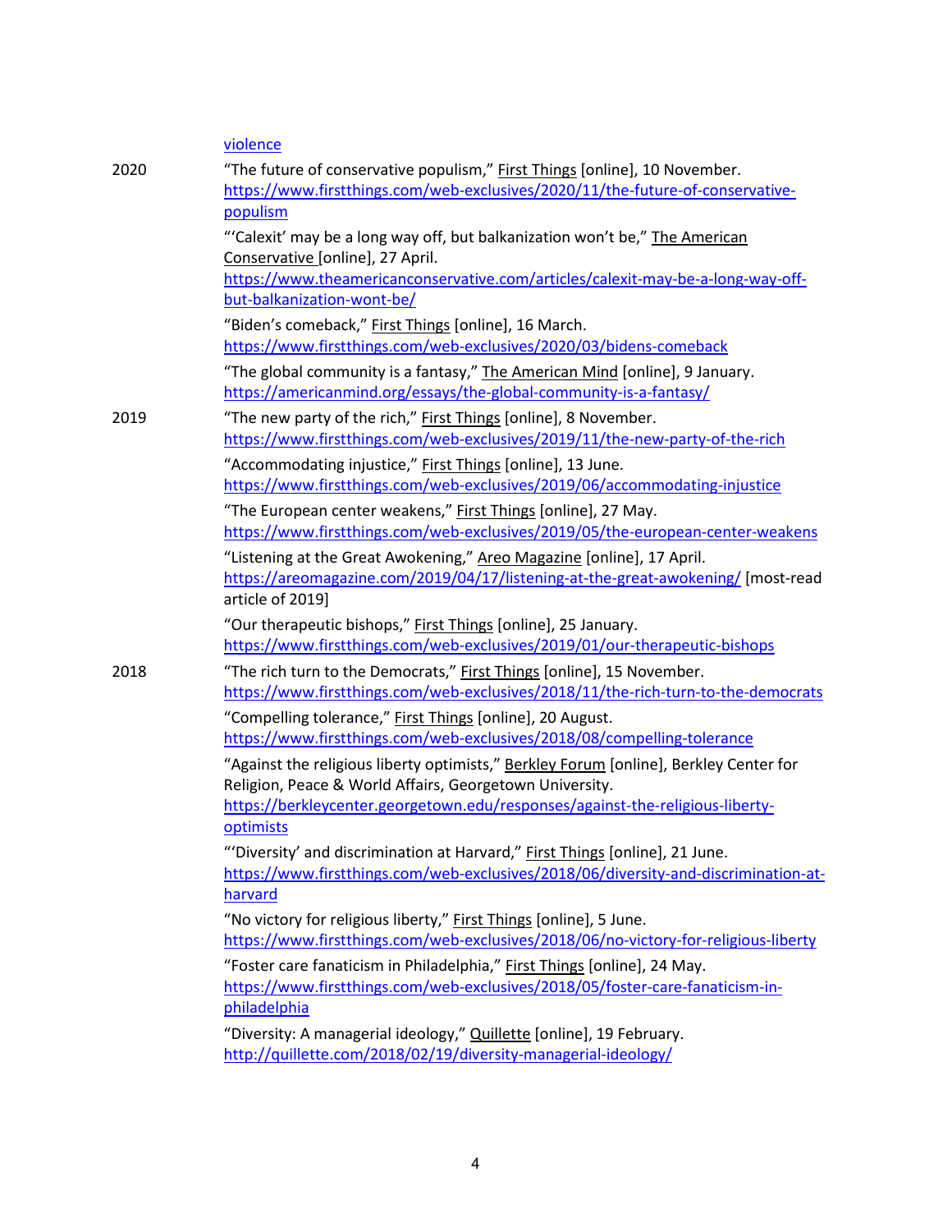[violence](violence)

2020

"The future of conservative populism," First Things [online], 10 November. [https://www.firstthings.com/web-exclusives/2020/11/the-future-of-conservative-populism](https://www.firstthings.com/web-exclusives/2020/11/the-future-of-conservative-populism)

"'Calexit' may be a long way off, but balkanization won't be," The American Conservative [online], 27 April. [https://www.theamericanconservative.com/articles/calexit-may-be-a-long-way-off-but-balkanization-wont-be/](https://www.theamericanconservative.com/articles/calexit-may-be-a-long-way-off-but-balkanization-wont-be/)

"Biden's comeback," First Things [online], 16 March. [https://www.firstthings.com/web-exclusives/2020/03/bidens-comeback](https://www.firstthings.com/web-exclusives/2020/03/bidens-comeback)

"The global community is a fantasy," The American Mind [online], 9 January. [https://americanmind.org/essays/the-global-community-is-a-fantasy/](https://americanmind.org/essays/the-global-community-is-a-fantasy/)

2019

"The new party of the rich," First Things [online], 8 November. [https://www.firstthings.com/web-exclusives/2019/11/the-new-party-of-the-rich](https://www.firstthings.com/web-exclusives/2019/11/the-new-party-of-the-rich)

"Accommodating injustice," First Things [online], 13 June. [https://www.firstthings.com/web-exclusives/2019/06/accommodating-injustice](https://www.firstthings.com/web-exclusives/2019/06/accommodating-injustice)

"The European center weakens," First Things [online], 27 May. [https://www.firstthings.com/web-exclusives/2019/05/the-european-center-weakens](https://www.firstthings.com/web-exclusives/2019/05/the-european-center-weakens)

"Listening at the Great Awokening," Areo Magazine [online], 17 April. [https://areomagazine.com/2019/04/17/listening-at-the-great-awokening/](https://areomagazine.com/2019/04/17/listening-at-the-great-awokening/) [most-read article of 2019]

"Our therapeutic bishops," First Things [online], 25 January. [https://www.firstthings.com/web-exclusives/2019/01/our-therapeutic-bishops](https://www.firstthings.com/web-exclusives/2019/01/our-therapeutic-bishops)

2018

"The rich turn to the Democrats," First Things [online], 15 November. [https://www.firstthings.com/web-exclusives/2018/11/the-rich-turn-to-the-democrats](https://www.firstthings.com/web-exclusives/2018/11/the-rich-turn-to-the-democrats)

"Compelling tolerance," First Things [online], 20 August. [https://www.firstthings.com/web-exclusives/2018/08/compelling-tolerance](https://www.firstthings.com/web-exclusives/2018/08/compelling-tolerance)

"Against the religious liberty optimists," Berkley Forum [online], Berkley Center for Religion, Peace & World Affairs, Georgetown University. [https://berkleycenter.georgetown.edu/responses/against-the-religious-liberty-optimists](https://berkleycenter.georgetown.edu/responses/against-the-religious-liberty-optimists)

"'Diversity' and discrimination at Harvard," First Things [online], 21 June. [https://www.firstthings.com/web-exclusives/2018/06/diversity-and-discrimination-at-harvard](https://www.firstthings.com/web-exclusives/2018/06/diversity-and-discrimination-at-harvard)

"No victory for religious liberty," First Things [online], 5 June. [https://www.firstthings.com/web-exclusives/2018/06/no-victory-for-religious-liberty](https://www.firstthings.com/web-exclusives/2018/06/no-victory-for-religious-liberty)

"Foster care fanaticism in Philadelphia," First Things [online], 24 May. [https://www.firstthings.com/web-exclusives/2018/05/foster-care-fanaticism-in-philadelphia](https://www.firstthings.com/web-exclusives/2018/05/foster-care-fanaticism-in-philadelphia)

"Diversity: A managerial ideology," Quillette [online], 19 February. [http://quillette.com/2018/02/19/diversity-managerial-ideology/](http://quillette.com/2018/02/19/diversity-managerial-ideology/)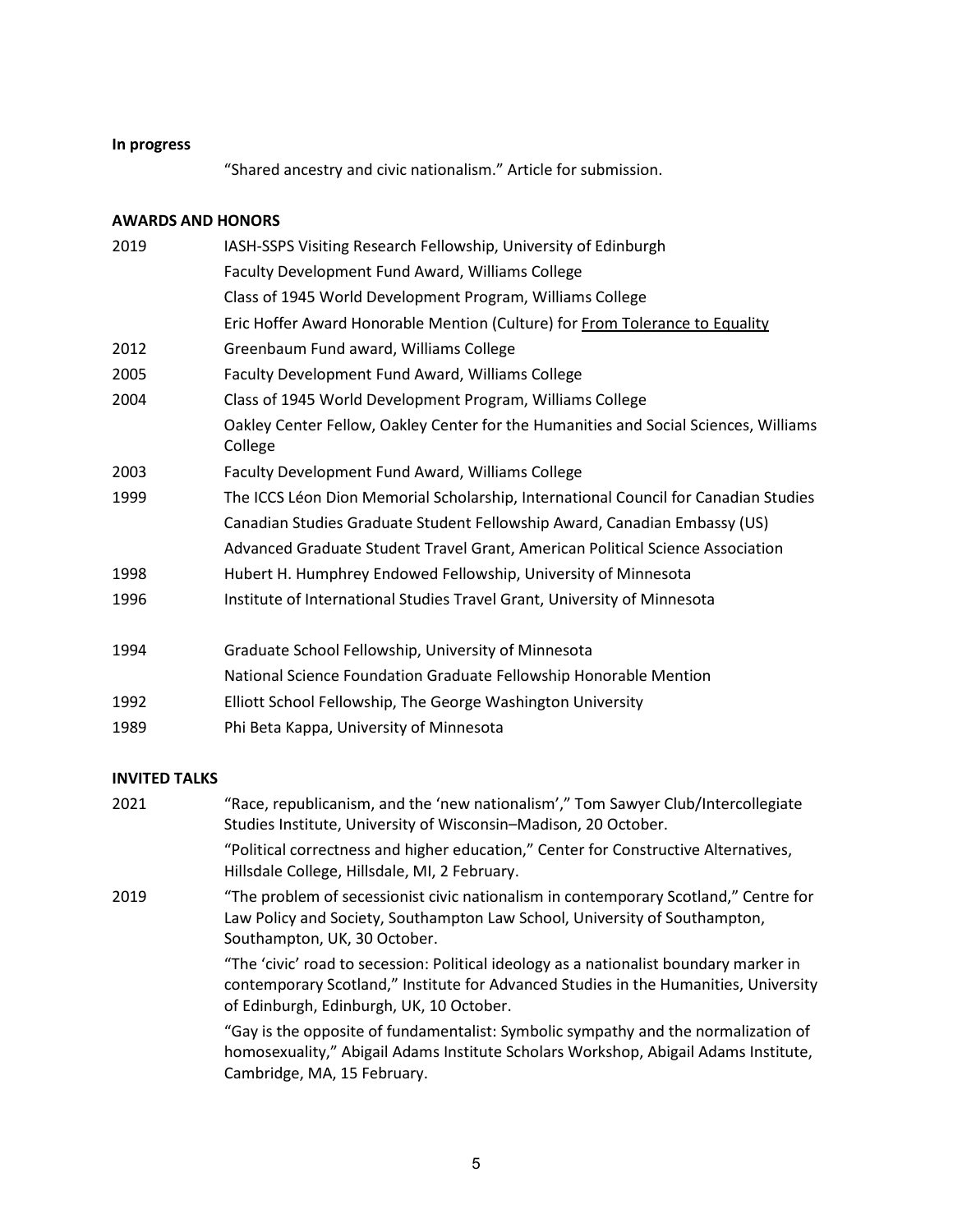**In progress**

"Shared ancestry and civic nationalism." Article for submission.

**AWARDS AND HONORS**

| | |
|---|---|
| 2019 | IASH-SSPS Visiting Research Fellowship, University of Edinburgh |
| | Faculty Development Fund Award, Williams College |
| | Class of 1945 World Development Program, Williams College |
| | Eric Hoffer Award Honorable Mention (Culture) for From Tolerance to Equality |
| 2012 | Greenbaum Fund award, Williams College |
| 2005 | Faculty Development Fund Award, Williams College |
| 2004 | Class of 1945 World Development Program, Williams College |
| | Oakley Center Fellow, Oakley Center for the Humanities and Social Sciences, Williams College |
| 2003 | Faculty Development Fund Award, Williams College |
| 1999 | The ICCS Léon Dion Memorial Scholarship, International Council for Canadian Studies |
| | Canadian Studies Graduate Student Fellowship Award, Canadian Embassy (US) |
| | Advanced Graduate Student Travel Grant, American Political Science Association |
| 1998 | Hubert H. Humphrey Endowed Fellowship, University of Minnesota |
| 1996 | Institute of International Studies Travel Grant, University of Minnesota |
| 1994 | Graduate School Fellowship, University of Minnesota |
| | National Science Foundation Graduate Fellowship Honorable Mention |
| 1992 | Elliott School Fellowship, The George Washington University |
| 1989 | Phi Beta Kappa, University of Minnesota |

**INVITED TALKS**

| | |
|---|---|
| 2021 | "Race, republicanism, and the 'new nationalism'," Tom Sawyer Club/Intercollegiate Studies Institute, University of Wisconsin–Madison, 20 October. |
| | "Political correctness and higher education," Center for Constructive Alternatives, Hillsdale College, Hillsdale, MI, 2 February. |
| 2019 | "The problem of secessionist civic nationalism in contemporary Scotland," Centre for Law Policy and Society, Southampton Law School, University of Southampton, Southampton, UK, 30 October. |
| | "The 'civic' road to secession: Political ideology as a nationalist boundary marker in contemporary Scotland," Institute for Advanced Studies in the Humanities, University of Edinburgh, Edinburgh, UK, 10 October. |
| | "Gay is the opposite of fundamentalist: Symbolic sympathy and the normalization of homosexuality," Abigail Adams Institute Scholars Workshop, Abigail Adams Institute, Cambridge, MA, 15 February. |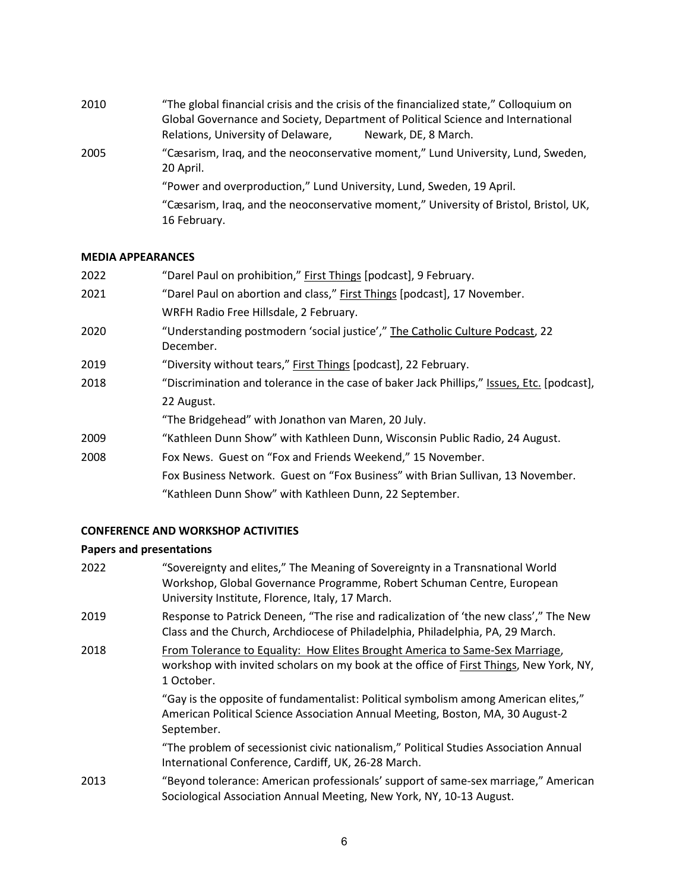2010 “The global financial crisis and the crisis of the financialized state,” Colloquium on Global Governance and Society, Department of Political Science and International Relations, University of Delaware, Newark, DE, 8 March.

2005 “Cæsarism, Iraq, and the neoconservative moment,” Lund University, Lund, Sweden, 20 April.

“Power and overproduction,” Lund University, Lund, Sweden, 19 April.

“Cæsarism, Iraq, and the neoconservative moment,” University of Bristol, Bristol, UK, 16 February.

**MEDIA APPEARANCES**

2022 “Darel Paul on prohibition,” First Things [podcast], 9 February.

2021 “Darel Paul on abortion and class,” First Things [podcast], 17 November.

WRFH Radio Free Hillsdale, 2 February.

2020 “Understanding postmodern ‘social justice’,” The Catholic Culture Podcast, 22 December.

2019 “Diversity without tears,” First Things [podcast], 22 February.

2018 “Discrimination and tolerance in the case of baker Jack Phillips,” Issues, Etc. [podcast], 22 August.

“The Bridgehead” with Jonathon van Maren, 20 July.

2009 “Kathleen Dunn Show” with Kathleen Dunn, Wisconsin Public Radio, 24 August.

2008 Fox News. Guest on “Fox and Friends Weekend,” 15 November.

Fox Business Network. Guest on “Fox Business” with Brian Sullivan, 13 November.

“Kathleen Dunn Show” with Kathleen Dunn, 22 September.

**CONFERENCE AND WORKSHOP ACTIVITIES**

**Papers and presentations**

2022 “Sovereignty and elites,” The Meaning of Sovereignty in a Transnational World Workshop, Global Governance Programme, Robert Schuman Centre, European University Institute, Florence, Italy, 17 March.

2019 Response to Patrick Deneen, “The rise and radicalization of ‘the new class’,” The New Class and the Church, Archdiocese of Philadelphia, Philadelphia, PA, 29 March.

2018 From Tolerance to Equality: How Elites Brought America to Same-Sex Marriage, workshop with invited scholars on my book at the office of First Things, New York, NY, 1 October.

“Gay is the opposite of fundamentalist: Political symbolism among American elites,” American Political Science Association Annual Meeting, Boston, MA, 30 August-2 September.

“The problem of secessionist civic nationalism,” Political Studies Association Annual International Conference, Cardiff, UK, 26-28 March.

2013 “Beyond tolerance: American professionals’ support of same-sex marriage,” American Sociological Association Annual Meeting, New York, NY, 10-13 August.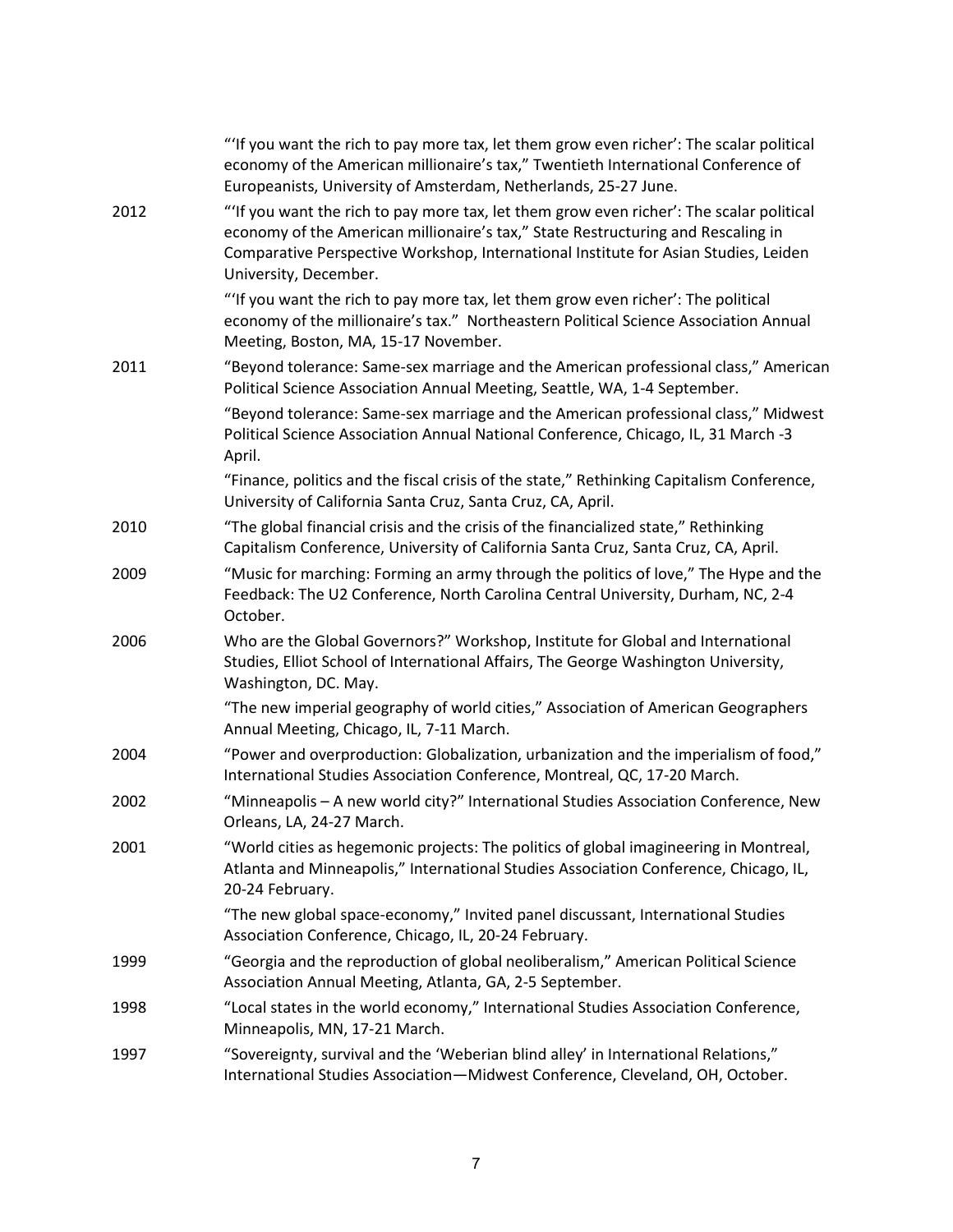"'If you want the rich to pay more tax, let them grow even richer': The scalar political economy of the American millionaire's tax," Twentieth International Conference of Europeanists, University of Amsterdam, Netherlands, 25-27 June.

2012 "'If you want the rich to pay more tax, let them grow even richer': The scalar political economy of the American millionaire's tax," State Restructuring and Rescaling in Comparative Perspective Workshop, International Institute for Asian Studies, Leiden University, December.

"'If you want the rich to pay more tax, let them grow even richer': The political economy of the millionaire's tax." Northeastern Political Science Association Annual Meeting, Boston, MA, 15-17 November.

2011 "Beyond tolerance: Same-sex marriage and the American professional class," American Political Science Association Annual Meeting, Seattle, WA, 1-4 September.

"Beyond tolerance: Same-sex marriage and the American professional class," Midwest Political Science Association Annual National Conference, Chicago, IL, 31 March -3 April.

"Finance, politics and the fiscal crisis of the state," Rethinking Capitalism Conference, University of California Santa Cruz, Santa Cruz, CA, April.

2010 "The global financial crisis and the crisis of the financialized state," Rethinking Capitalism Conference, University of California Santa Cruz, Santa Cruz, CA, April.

2009 "Music for marching: Forming an army through the politics of love," The Hype and the Feedback: The U2 Conference, North Carolina Central University, Durham, NC, 2-4 October.

2006 Who are the Global Governors?" Workshop, Institute for Global and International Studies, Elliot School of International Affairs, The George Washington University, Washington, DC. May.

"The new imperial geography of world cities," Association of American Geographers Annual Meeting, Chicago, IL, 7-11 March.

2004 "Power and overproduction: Globalization, urbanization and the imperialism of food," International Studies Association Conference, Montreal, QC, 17-20 March.

2002 "Minneapolis – A new world city?" International Studies Association Conference, New Orleans, LA, 24-27 March.

2001 "World cities as hegemonic projects: The politics of global imagineering in Montreal, Atlanta and Minneapolis," International Studies Association Conference, Chicago, IL, 20-24 February.

"The new global space-economy," Invited panel discussant, International Studies Association Conference, Chicago, IL, 20-24 February.

1999 "Georgia and the reproduction of global neoliberalism," American Political Science Association Annual Meeting, Atlanta, GA, 2-5 September.

1998 "Local states in the world economy," International Studies Association Conference, Minneapolis, MN, 17-21 March.

1997 "Sovereignty, survival and the 'Weberian blind alley' in International Relations," International Studies Association—Midwest Conference, Cleveland, OH, October.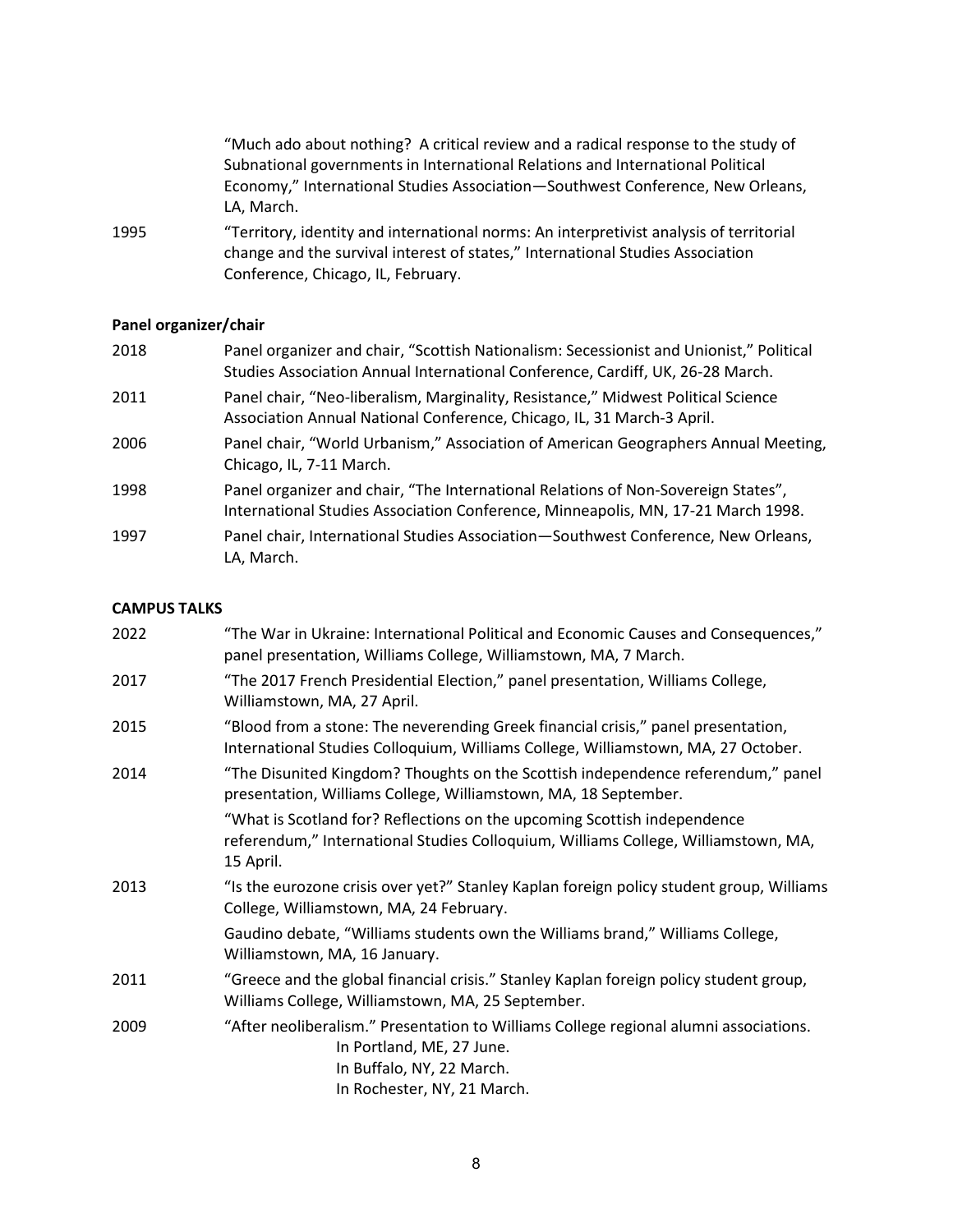"Much ado about nothing? A critical review and a radical response to the study of Subnational governments in International Relations and International Political Economy," International Studies Association—Southwest Conference, New Orleans, LA, March.

1995 "Territory, identity and international norms: An interpretivist analysis of territorial change and the survival interest of states," International Studies Association Conference, Chicago, IL, February.

### Panel organizer/chair

2018 Panel organizer and chair, "Scottish Nationalism: Secessionist and Unionist," Political Studies Association Annual International Conference, Cardiff, UK, 26-28 March.

2011 Panel chair, "Neo-liberalism, Marginality, Resistance," Midwest Political Science Association Annual National Conference, Chicago, IL, 31 March-3 April.

2006 Panel chair, "World Urbanism," Association of American Geographers Annual Meeting, Chicago, IL, 7-11 March.

1998 Panel organizer and chair, "The International Relations of Non-Sovereign States", International Studies Association Conference, Minneapolis, MN, 17-21 March 1998.

1997 Panel chair, International Studies Association—Southwest Conference, New Orleans, LA, March.

## CAMPUS TALKS

2022 "The War in Ukraine: International Political and Economic Causes and Consequences," panel presentation, Williams College, Williamstown, MA, 7 March.

2017 "The 2017 French Presidential Election," panel presentation, Williams College, Williamstown, MA, 27 April.

2015 "Blood from a stone: The neverending Greek financial crisis," panel presentation, International Studies Colloquium, Williams College, Williamstown, MA, 27 October.

2014 "The Disunited Kingdom? Thoughts on the Scottish independence referendum," panel presentation, Williams College, Williamstown, MA, 18 September.

"What is Scotland for? Reflections on the upcoming Scottish independence referendum," International Studies Colloquium, Williams College, Williamstown, MA, 15 April.

2013 "Is the eurozone crisis over yet?" Stanley Kaplan foreign policy student group, Williams College, Williamstown, MA, 24 February.

Gaudino debate, "Williams students own the Williams brand," Williams College, Williamstown, MA, 16 January.

2011 "Greece and the global financial crisis." Stanley Kaplan foreign policy student group, Williams College, Williamstown, MA, 25 September.

2009 "After neoliberalism." Presentation to Williams College regional alumni associations.
- In Portland, ME, 27 June.
- In Buffalo, NY, 22 March.
- In Rochester, NY, 21 March.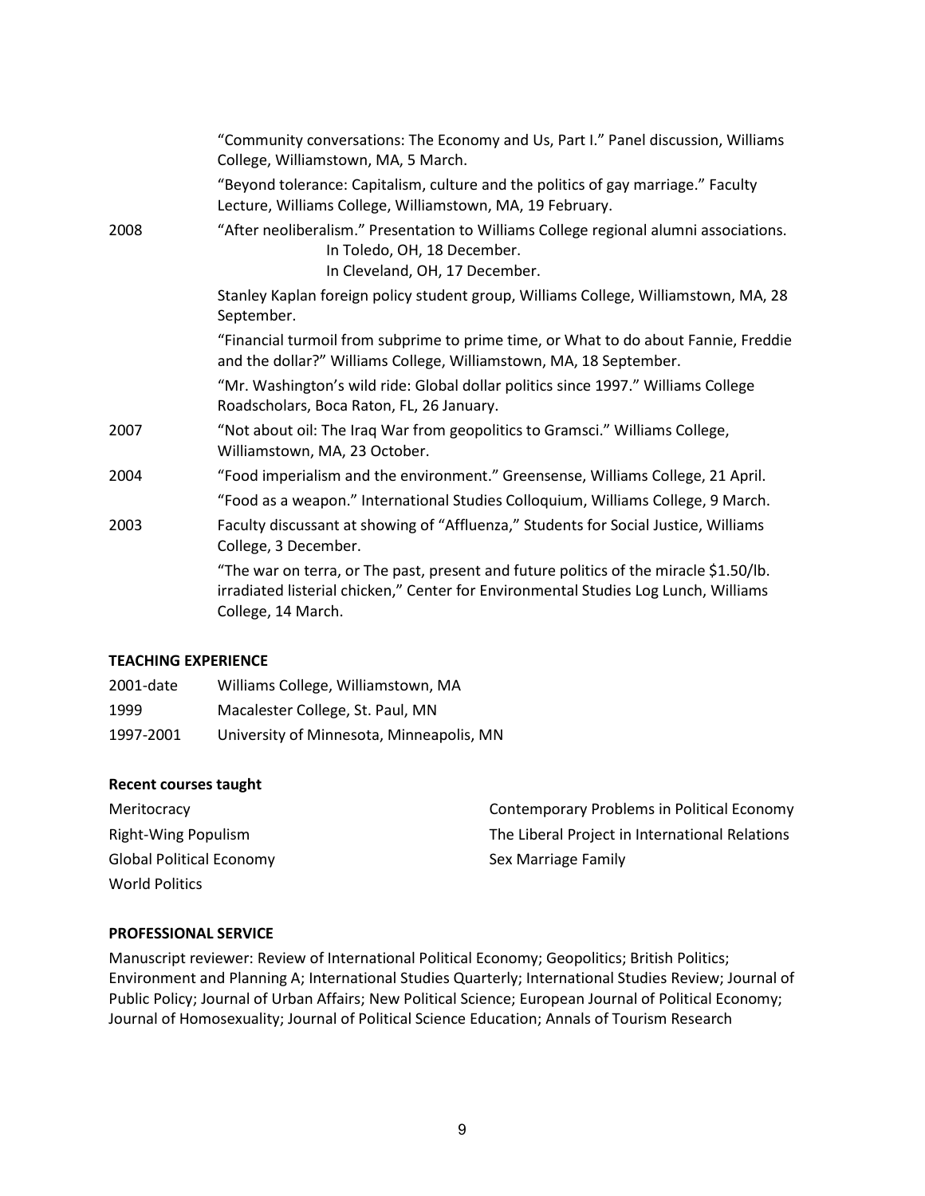“Community conversations: The Economy and Us, Part I.” Panel discussion, Williams College, Williamstown, MA, 5 March.

“Beyond tolerance: Capitalism, culture and the politics of gay marriage.” Faculty Lecture, Williams College, Williamstown, MA, 19 February.

2008 “After neoliberalism.” Presentation to Williams College regional alumni associations.
In Toledo, OH, 18 December.
In Cleveland, OH, 17 December.

Stanley Kaplan foreign policy student group, Williams College, Williamstown, MA, 28 September.

“Financial turmoil from subprime to prime time, or What to do about Fannie, Freddie and the dollar?” Williams College, Williamstown, MA, 18 September.

“Mr. Washington’s wild ride: Global dollar politics since 1997.” Williams College Roadscholars, Boca Raton, FL, 26 January.

2007 “Not about oil: The Iraq War from geopolitics to Gramsci.” Williams College, Williamstown, MA, 23 October.

2004 “Food imperialism and the environment.” Greensense, Williams College, 21 April.

“Food as a weapon.” International Studies Colloquium, Williams College, 9 March.

2003 Faculty discussant at showing of “Affluenza,” Students for Social Justice, Williams College, 3 December.

“The war on terra, or The past, present and future politics of the miracle $1.50/lb. irradiated listerial chicken,” Center for Environmental Studies Log Lunch, Williams College, 14 March.

**TEACHING EXPERIENCE**

2001-date Williams College, Williamstown, MA

1999 Macalester College, St. Paul, MN

1997-2001 University of Minnesota, Minneapolis, MN

**Recent courses taught**

Meritocracy
Right-Wing Populism
Global Political Economy
World Politics
Contemporary Problems in Political Economy
The Liberal Project in International Relations
Sex Marriage Family

**PROFESSIONAL SERVICE**

Manuscript reviewer: Review of International Political Economy; Geopolitics; British Politics; Environment and Planning A; International Studies Quarterly; International Studies Review; Journal of Public Policy; Journal of Urban Affairs; New Political Science; European Journal of Political Economy; Journal of Homosexuality; Journal of Political Science Education; Annals of Tourism Research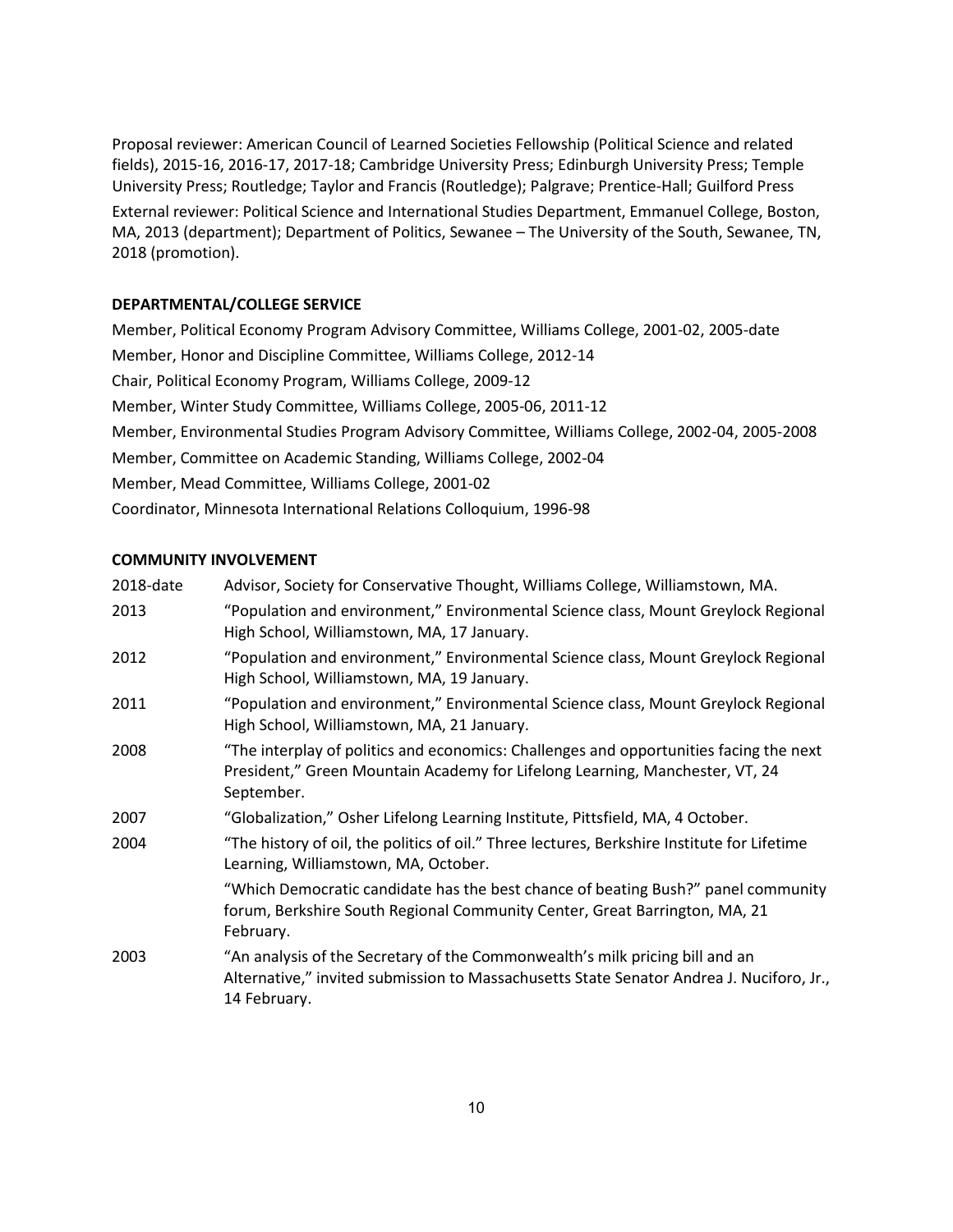Proposal reviewer: American Council of Learned Societies Fellowship (Political Science and related fields), 2015-16, 2016-17, 2017-18; Cambridge University Press; Edinburgh University Press; Temple University Press; Routledge; Taylor and Francis (Routledge); Palgrave; Prentice-Hall; Guilford Press

External reviewer: Political Science and International Studies Department, Emmanuel College, Boston, MA, 2013 (department); Department of Politics, Sewanee – The University of the South, Sewanee, TN, 2018 (promotion).

**DEPARTMENTAL/COLLEGE SERVICE**

Member, Political Economy Program Advisory Committee, Williams College, 2001-02, 2005-date

Member, Honor and Discipline Committee, Williams College, 2012-14

Chair, Political Economy Program, Williams College, 2009-12

Member, Winter Study Committee, Williams College, 2005-06, 2011-12

Member, Environmental Studies Program Advisory Committee, Williams College, 2002-04, 2005-2008

Member, Committee on Academic Standing, Williams College, 2002-04

Member, Mead Committee, Williams College, 2001-02

Coordinator, Minnesota International Relations Colloquium, 1996-98

**COMMUNITY INVOLVEMENT**

| | |
|---|---|
| 2018-date | Advisor, Society for Conservative Thought, Williams College, Williamstown, MA. |
| 2013 | "Population and environment," Environmental Science class, Mount Greylock Regional High School, Williamstown, MA, 17 January. |
| 2012 | "Population and environment," Environmental Science class, Mount Greylock Regional High School, Williamstown, MA, 19 January. |
| 2011 | "Population and environment," Environmental Science class, Mount Greylock Regional High School, Williamstown, MA, 21 January. |
| 2008 | "The interplay of politics and economics: Challenges and opportunities facing the next President," Green Mountain Academy for Lifelong Learning, Manchester, VT, 24 September. |
| 2007 | "Globalization," Osher Lifelong Learning Institute, Pittsfield, MA, 4 October. |
| 2004 | "The history of oil, the politics of oil." Three lectures, Berkshire Institute for Lifetime Learning, Williamstown, MA, October. |
| | "Which Democratic candidate has the best chance of beating Bush?" panel community forum, Berkshire South Regional Community Center, Great Barrington, MA, 21 February. |
| 2003 | "An analysis of the Secretary of the Commonwealth's milk pricing bill and an Alternative," invited submission to Massachusetts State Senator Andrea J. Nuciforo, Jr., 14 February. |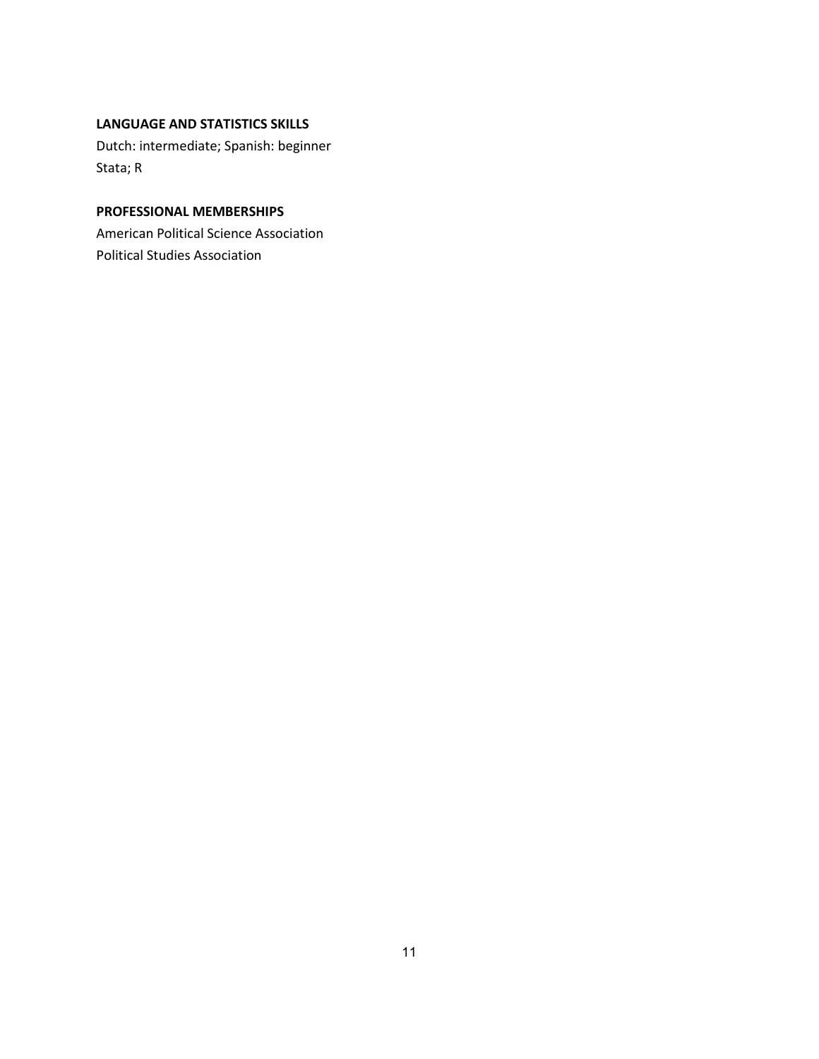**LANGUAGE AND STATISTICS SKILLS**

Dutch: intermediate; Spanish: beginner
Stata; R

**PROFESSIONAL MEMBERSHIPS**

American Political Science Association
Political Studies Association